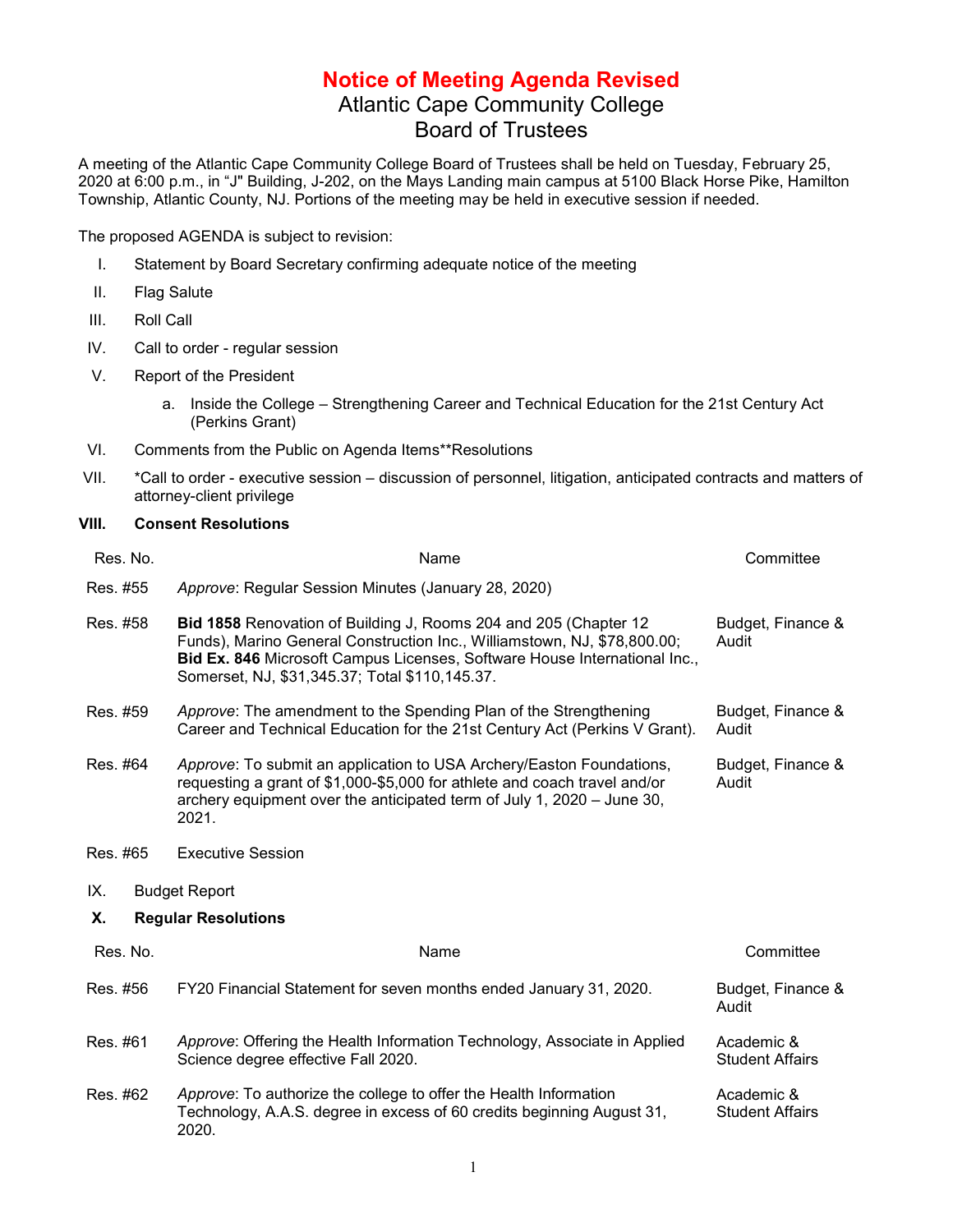# Notice of Meeting Agenda Revised

## Atlantic Cape Community College
## Board of Trustees

A meeting of the Atlantic Cape Community College Board of Trustees shall be held on Tuesday, February 25, 2020 at 6:00 p.m., in "J" Building, J-202, on the Mays Landing main campus at 5100 Black Horse Pike, Hamilton Township, Atlantic County, NJ. Portions of the meeting may be held in executive session if needed.

The proposed AGENDA is subject to revision:

I. Statement by Board Secretary confirming adequate notice of the meeting

II. Flag Salute

III. Roll Call

IV. Call to order - regular session

V. Report of the President

   a. Inside the College – Strengthening Career and Technical Education for the 21st Century Act (Perkins Grant)

VI. Comments from the Public on Agenda Items**Resolutions

VII. *Call to order - executive session – discussion of personnel, litigation, anticipated contracts and matters of attorney-client privilege

**VIII. Consent Resolutions**

| Res. No. | Name | Committee |
|---|---|---|
| Res. #55 | *Approve*: Regular Session Minutes (January 28, 2020) | |
| Res. #58 | **Bid 1858** Renovation of Building J, Rooms 204 and 205 (Chapter 12 Funds), Marino General Construction Inc., Williamstown, NJ, $78,800.00; **Bid Ex. 846** Microsoft Campus Licenses, Software House International Inc., Somerset, NJ, $31,345.37; Total $110,145.37. | Budget, Finance & Audit |
| Res. #59 | *Approve*: The amendment to the Spending Plan of the Strengthening Career and Technical Education for the 21st Century Act (Perkins V Grant). | Budget, Finance & Audit |
| Res. #64 | *Approve*: To submit an application to USA Archery/Easton Foundations, requesting a grant of $1,000-$5,000 for athlete and coach travel and/or archery equipment over the anticipated term of July 1, 2020 – June 30, 2021. | Budget, Finance & Audit |
| Res. #65 | Executive Session | |

IX. Budget Report

**X. Regular Resolutions**

| Res. No. | Name | Committee |
|---|---|---|
| Res. #56 | FY20 Financial Statement for seven months ended January 31, 2020. | Budget, Finance & Audit |
| Res. #61 | *Approve*: Offering the Health Information Technology, Associate in Applied Science degree effective Fall 2020. | Academic & Student Affairs |
| Res. #62 | *Approve*: To authorize the college to offer the Health Information Technology, A.A.S. degree in excess of 60 credits beginning August 31, 2020. | Academic & Student Affairs |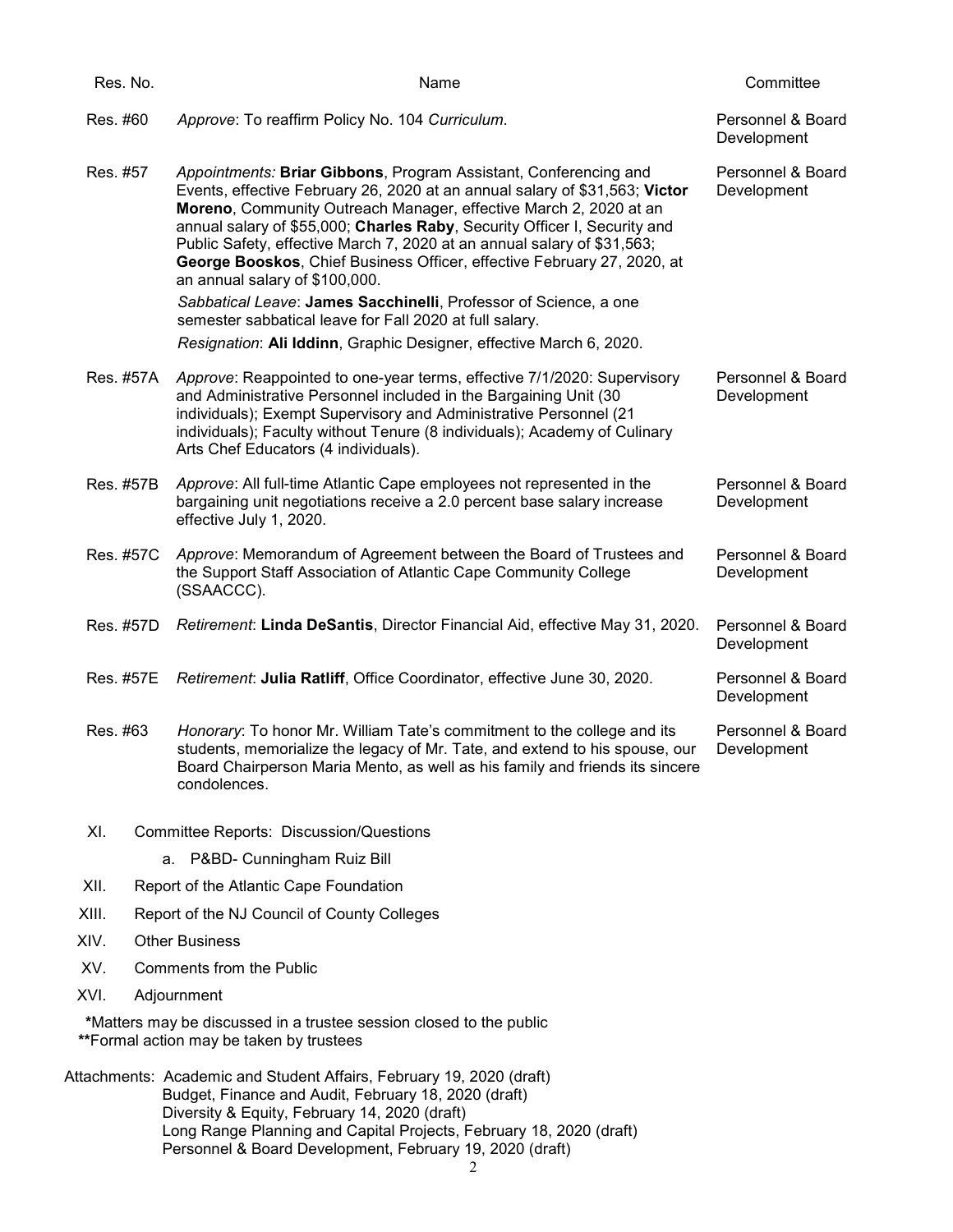| Res. No. | Name | Committee |
|---|---|---|
| Res. #60 | *Approve*: To reaffirm Policy No. 104 *Curriculum*. | Personnel & Board Development |
| Res. #57 | *Appointments:* **Briar Gibbons**, Program Assistant, Conferencing and Events, effective February 26, 2020 at an annual salary of $31,563; **Victor Moreno**, Community Outreach Manager, effective March 2, 2020 at an annual salary of $55,000; **Charles Raby**, Security Officer I, Security and Public Safety, effective March 7, 2020 at an annual salary of $31,563; **George Booskos**, Chief Business Officer, effective February 27, 2020, at an annual salary of $100,000.<br>*Sabbatical Leave*: **James Sacchinelli**, Professor of Science, a one semester sabbatical leave for Fall 2020 at full salary.<br>*Resignation*: **Ali Iddinn**, Graphic Designer, effective March 6, 2020. | Personnel & Board Development |
| Res. #57A | *Approve*: Reappointed to one-year terms, effective 7/1/2020: Supervisory and Administrative Personnel included in the Bargaining Unit (30 individuals); Exempt Supervisory and Administrative Personnel (21 individuals); Faculty without Tenure (8 individuals); Academy of Culinary Arts Chef Educators (4 individuals). | Personnel & Board Development |
| Res. #57B | *Approve*: All full-time Atlantic Cape employees not represented in the bargaining unit negotiations receive a 2.0 percent base salary increase effective July 1, 2020. | Personnel & Board Development |
| Res. #57C | *Approve*: Memorandum of Agreement between the Board of Trustees and the Support Staff Association of Atlantic Cape Community College (SSAACCC). | Personnel & Board Development |
| Res. #57D | *Retirement*: **Linda DeSantis**, Director Financial Aid, effective May 31, 2020. | Personnel & Board Development |
| Res. #57E | *Retirement*: **Julia Ratliff**, Office Coordinator, effective June 30, 2020. | Personnel & Board Development |
| Res. #63 | *Honorary*: To honor Mr. William Tate's commitment to the college and its students, memorialize the legacy of Mr. Tate, and extend to his spouse, our Board Chairperson Maria Mento, as well as his family and friends its sincere condolences. | Personnel & Board Development |

XI. Committee Reports: Discussion/Questions

a. P&BD- Cunningham Ruiz Bill

XII. Report of the Atlantic Cape Foundation

XIII. Report of the NJ Council of County Colleges

XIV. Other Business

XV. Comments from the Public

XVI. Adjournment

*Matters may be discussed in a trustee session closed to the public
**Formal action may be taken by trustees

Attachments: Academic and Student Affairs, February 19, 2020 (draft)
Budget, Finance and Audit, February 18, 2020 (draft)
Diversity & Equity, February 14, 2020 (draft)
Long Range Planning and Capital Projects, February 18, 2020 (draft)
Personnel & Board Development, February 19, 2020 (draft)